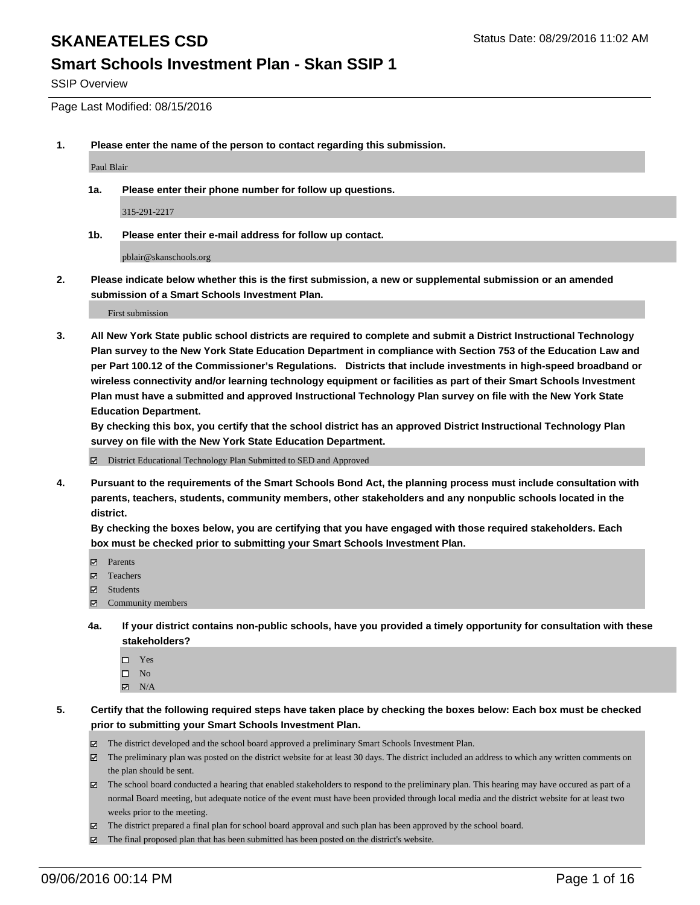# SKANEATELES CSD

Status Date: 08/29/2016 11:02 AM

## Smart Schools Investment Plan - Skan SSIP 1

SSIP Overview

Page Last Modified: 08/15/2016

**1. Please enter the name of the person to contact regarding this submission.**

Paul Blair

**1a. Please enter their phone number for follow up questions.**

315-291-2217

**1b. Please enter their e-mail address for follow up contact.**

pblair@skanschools.org

**2. Please indicate below whether this is the first submission, a new or supplemental submission or an amended submission of a Smart Schools Investment Plan.**

First submission

**3. All New York State public school districts are required to complete and submit a District Instructional Technology Plan survey to the New York State Education Department in compliance with Section 753 of the Education Law and per Part 100.12 of the Commissioner's Regulations. Districts that include investments in high-speed broadband or wireless connectivity and/or learning technology equipment or facilities as part of their Smart Schools Investment Plan must have a submitted and approved Instructional Technology Plan survey on file with the New York State Education Department.**
**By checking this box, you certify that the school district has an approved District Instructional Technology Plan survey on file with the New York State Education Department.**

☑ District Educational Technology Plan Submitted to SED and Approved

**4. Pursuant to the requirements of the Smart Schools Bond Act, the planning process must include consultation with parents, teachers, students, community members, other stakeholders and any nonpublic schools located in the district.**
**By checking the boxes below, you are certifying that you have engaged with those required stakeholders. Each box must be checked prior to submitting your Smart Schools Investment Plan.**

- ☑ Parents
- ☑ Teachers
- ☑ Students
- ☑ Community members

**4a. If your district contains non-public schools, have you provided a timely opportunity for consultation with these stakeholders?**

- ☐ Yes
- ☐ No
- ☑ N/A

**5. Certify that the following required steps have taken place by checking the boxes below: Each box must be checked prior to submitting your Smart Schools Investment Plan.**

- ☑ The district developed and the school board approved a preliminary Smart Schools Investment Plan.
- ☑ The preliminary plan was posted on the district website for at least 30 days. The district included an address to which any written comments on the plan should be sent.
- ☑ The school board conducted a hearing that enabled stakeholders to respond to the preliminary plan. This hearing may have occured as part of a normal Board meeting, but adequate notice of the event must have been provided through local media and the district website for at least two weeks prior to the meeting.
- ☑ The district prepared a final plan for school board approval and such plan has been approved by the school board.
- ☑ The final proposed plan that has been submitted has been posted on the district's website.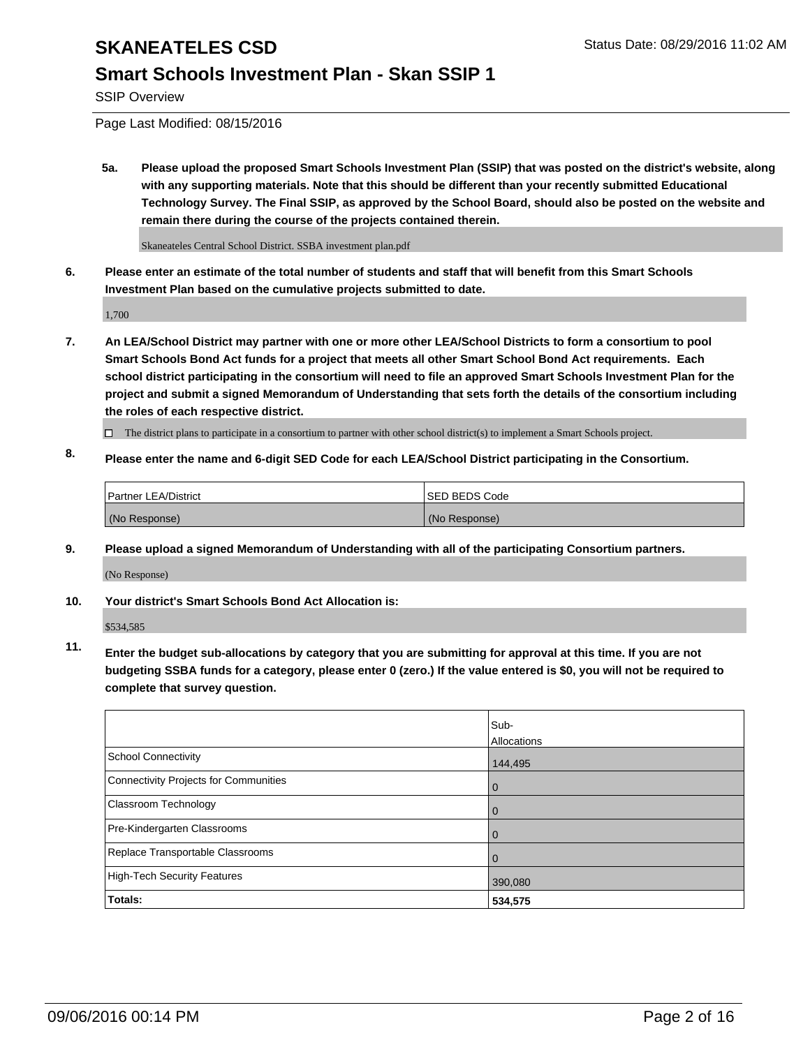# SKANEATELES CSD

Status Date: 08/29/2016 11:02 AM

## Smart Schools Investment Plan - Skan SSIP 1

SSIP Overview

Page Last Modified: 08/15/2016

**5a. Please upload the proposed Smart Schools Investment Plan (SSIP) that was posted on the district's website, along with any supporting materials. Note that this should be different than your recently submitted Educational Technology Survey. The Final SSIP, as approved by the School Board, should also be posted on the website and remain there during the course of the projects contained therein.**

Skaneateles Central School District. SSBA investment plan.pdf

**6. Please enter an estimate of the total number of students and staff that will benefit from this Smart Schools Investment Plan based on the cumulative projects submitted to date.**

1,700

**7. An LEA/School District may partner with one or more other LEA/School Districts to form a consortium to pool Smart Schools Bond Act funds for a project that meets all other Smart School Bond Act requirements. Each school district participating in the consortium will need to file an approved Smart Schools Investment Plan for the project and submit a signed Memorandum of Understanding that sets forth the details of the consortium including the roles of each respective district.**

☐ The district plans to participate in a consortium to partner with other school district(s) to implement a Smart Schools project.

**8. Please enter the name and 6-digit SED Code for each LEA/School District participating in the Consortium.**

| Partner LEA/District | SED BEDS Code |
|---|---|
| (No Response) | (No Response) |

**9. Please upload a signed Memorandum of Understanding with all of the participating Consortium partners.**

(No Response)

**10. Your district's Smart Schools Bond Act Allocation is:**

$534,585

**11. Enter the budget sub-allocations by category that you are submitting for approval at this time. If you are not budgeting SSBA funds for a category, please enter 0 (zero.) If the value entered is $0, you will not be required to complete that survey question.**

| | Sub-Allocations |
|---|---|
| School Connectivity | 144,495 |
| Connectivity Projects for Communities | 0 |
| Classroom Technology | 0 |
| Pre-Kindergarten Classrooms | 0 |
| Replace Transportable Classrooms | 0 |
| High-Tech Security Features | 390,080 |
| **Totals:** | **534,575** |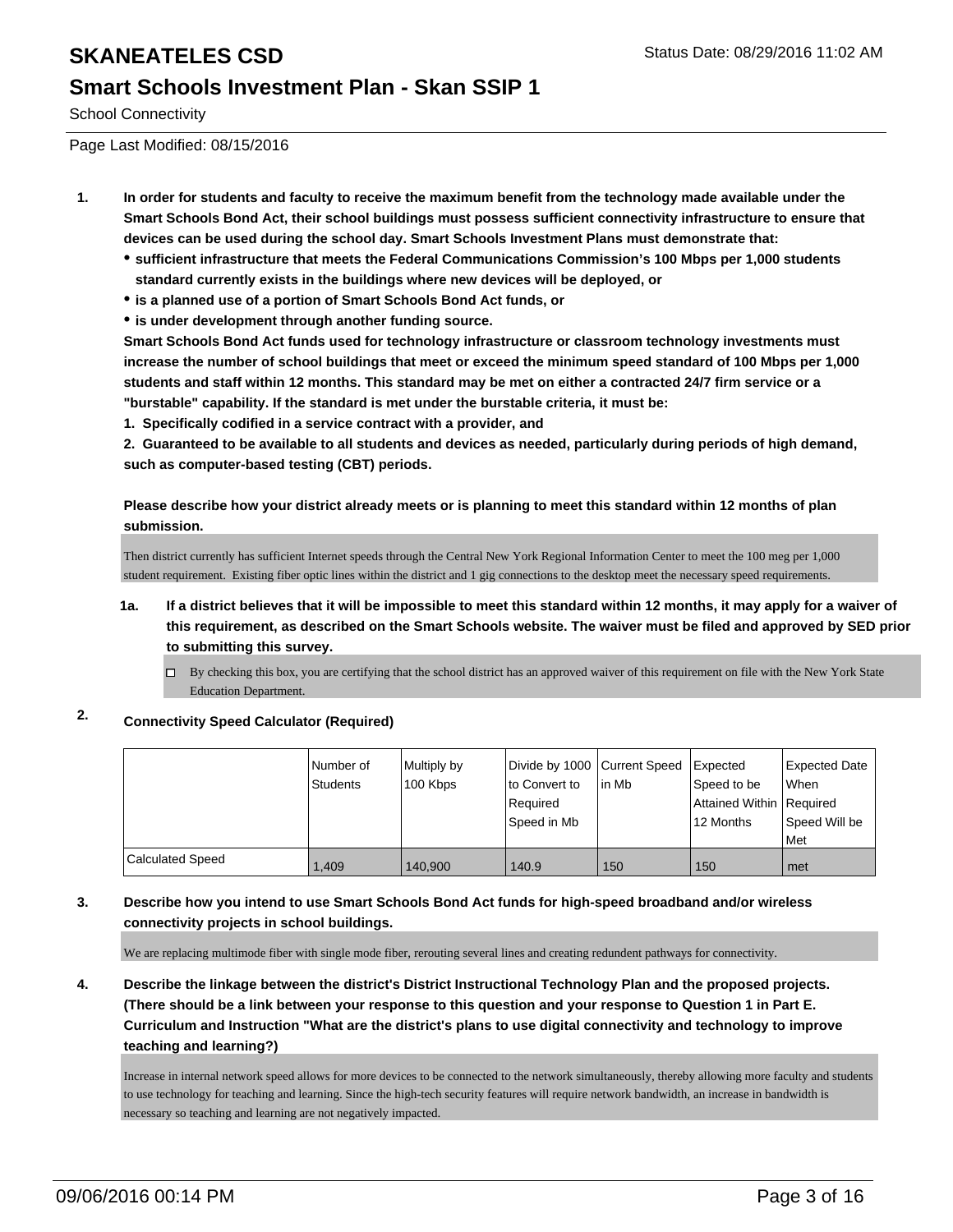# SKANEATELES CSD

## Smart Schools Investment Plan - Skan SSIP 1

School Connectivity

Page Last Modified: 08/15/2016

1. **In order for students and faculty to receive the maximum benefit from the technology made available under the Smart Schools Bond Act, their school buildings must possess sufficient connectivity infrastructure to ensure that devices can be used during the school day. Smart Schools Investment Plans must demonstrate that:**
   - **sufficient infrastructure that meets the Federal Communications Commission's 100 Mbps per 1,000 students standard currently exists in the buildings where new devices will be deployed, or**
   - **is a planned use of a portion of Smart Schools Bond Act funds, or**
   - **is under development through another funding source.**

   **Smart Schools Bond Act funds used for technology infrastructure or classroom technology investments must increase the number of school buildings that meet or exceed the minimum speed standard of 100 Mbps per 1,000 students and staff within 12 months. This standard may be met on either a contracted 24/7 firm service or a "burstable" capability. If the standard is met under the burstable criteria, it must be:**

   **1. Specifically codified in a service contract with a provider, and**

   **2. Guaranteed to be available to all students and devices as needed, particularly during periods of high demand, such as computer-based testing (CBT) periods.**

   **Please describe how your district already meets or is planning to meet this standard within 12 months of plan submission.**

   Then district currently has sufficient Internet speeds through the Central New York Regional Information Center to meet the 100 meg per 1,000 student requirement. Existing fiber optic lines within the district and 1 gig connections to the desktop meet the necessary speed requirements.

   **1a. If a district believes that it will be impossible to meet this standard within 12 months, it may apply for a waiver of this requirement, as described on the Smart Schools website. The waiver must be filed and approved by SED prior to submitting this survey.**

   ☐ By checking this box, you are certifying that the school district has an approved waiver of this requirement on file with the New York State Education Department.

2. **Connectivity Speed Calculator (Required)**

|  | Number of Students | Multiply by 100 Kbps | Divide by 1000 to Convert to Required Speed in Mb | Current Speed in Mb | Expected Speed to be Attained Within 12 Months | Expected Date When Required Speed Will be Met |
|---|---|---|---|---|---|---|
| Calculated Speed | 1,409 | 140,900 | 140.9 | 150 | 150 | met |

3. **Describe how you intend to use Smart Schools Bond Act funds for high-speed broadband and/or wireless connectivity projects in school buildings.**

   We are replacing multimode fiber with single mode fiber, rerouting several lines and creating redundent pathways for connectivity.

4. **Describe the linkage between the district's District Instructional Technology Plan and the proposed projects. (There should be a link between your response to this question and your response to Question 1 in Part E. Curriculum and Instruction "What are the district's plans to use digital connectivity and technology to improve teaching and learning?)**

   Increase in internal network speed allows for more devices to be connected to the network simultaneously, thereby allowing more faculty and students to use technology for teaching and learning. Since the high-tech security features will require network bandwidth, an increase in bandwidth is necessary so teaching and learning are not negatively impacted.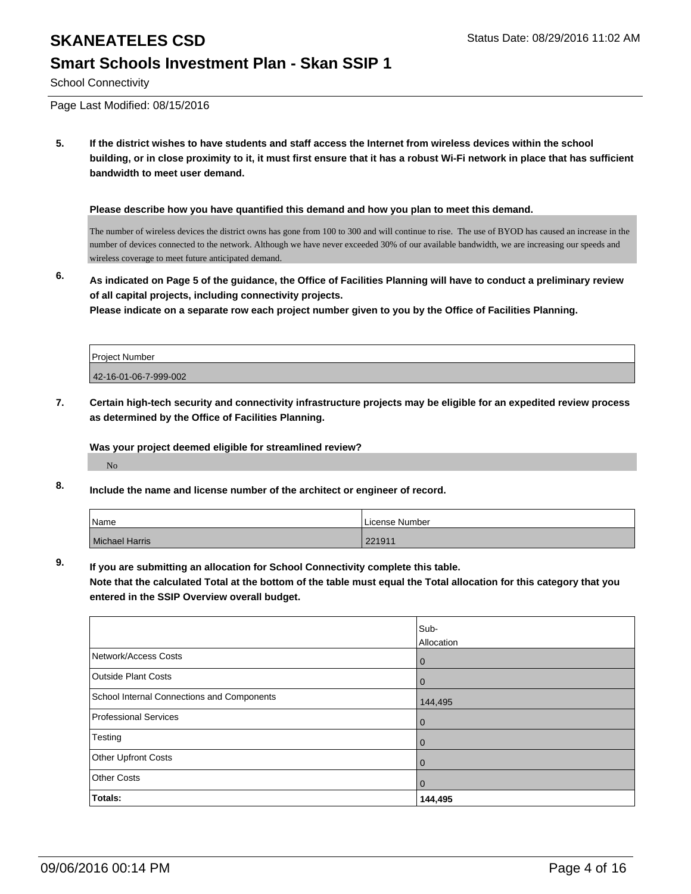# SKANEATELES CSD

Status Date: 08/29/2016 11:02 AM

## Smart Schools Investment Plan - Skan SSIP 1

School Connectivity

Page Last Modified: 08/15/2016

**5. If the district wishes to have students and staff access the Internet from wireless devices within the school building, or in close proximity to it, it must first ensure that it has a robust Wi-Fi network in place that has sufficient bandwidth to meet user demand.**

**Please describe how you have quantified this demand and how you plan to meet this demand.**

The number of wireless devices the district owns has gone from 100 to 300 and will continue to rise. The use of BYOD has caused an increase in the number of devices connected to the network. Although we have never exceeded 30% of our available bandwidth, we are increasing our speeds and wireless coverage to meet future anticipated demand.

**6. As indicated on Page 5 of the guidance, the Office of Facilities Planning will have to conduct a preliminary review of all capital projects, including connectivity projects.**
**Please indicate on a separate row each project number given to you by the Office of Facilities Planning.**

| Project Number |
|---|
| 42-16-01-06-7-999-002 |

**7. Certain high-tech security and connectivity infrastructure projects may be eligible for an expedited review process as determined by the Office of Facilities Planning.**

**Was your project deemed eligible for streamlined review?**

No

**8. Include the name and license number of the architect or engineer of record.**

| Name | License Number |
|---|---|
| Michael Harris | 221911 |

**9. If you are submitting an allocation for School Connectivity complete this table.**
**Note that the calculated Total at the bottom of the table must equal the Total allocation for this category that you entered in the SSIP Overview overall budget.**

| | Sub-Allocation |
|---|---|
| Network/Access Costs | 0 |
| Outside Plant Costs | 0 |
| School Internal Connections and Components | 144,495 |
| Professional Services | 0 |
| Testing | 0 |
| Other Upfront Costs | 0 |
| Other Costs | 0 |
| **Totals:** | **144,495** |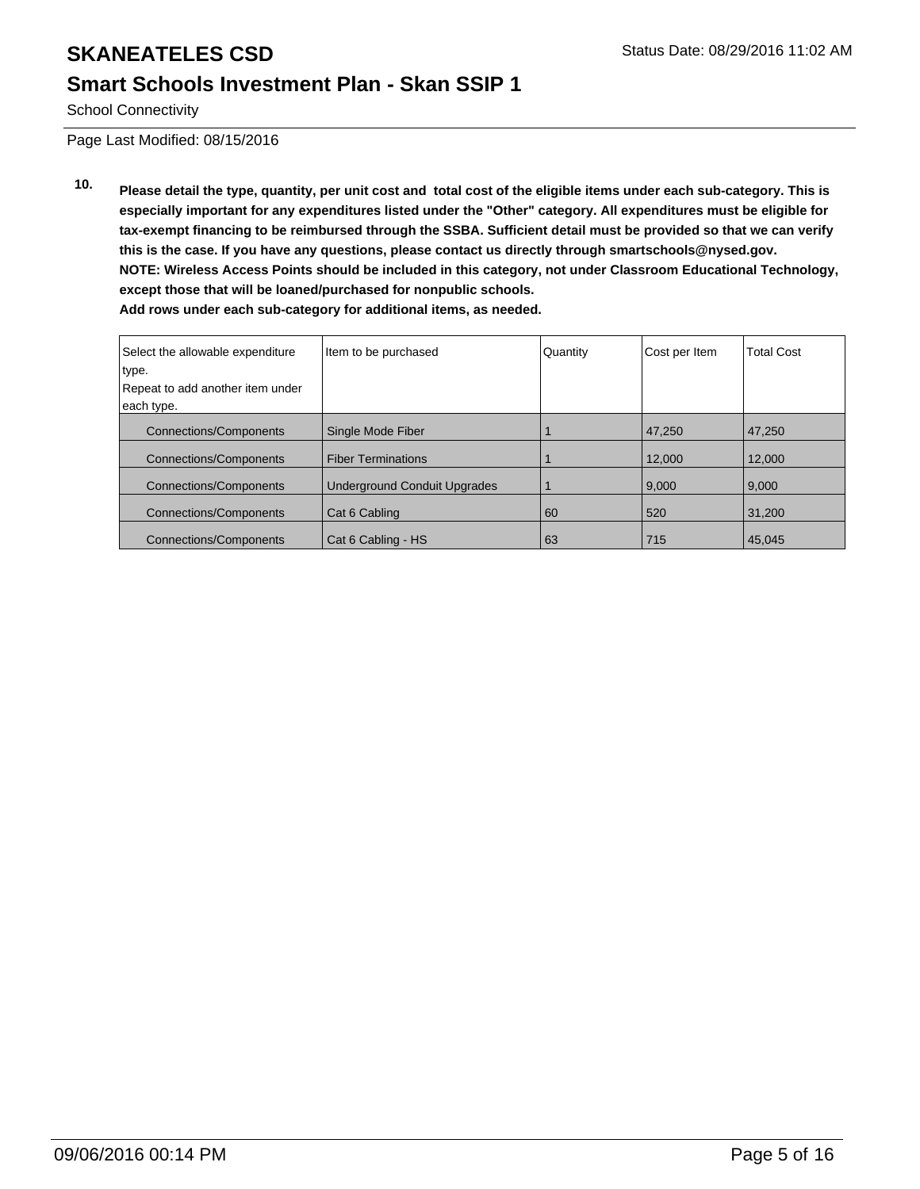# SKANEATELES CSD

## Smart Schools Investment Plan - Skan SSIP 1

School Connectivity

Page Last Modified: 08/15/2016

**10. Please detail the type, quantity, per unit cost and total cost of the eligible items under each sub-category. This is especially important for any expenditures listed under the "Other" category. All expenditures must be eligible for tax-exempt financing to be reimbursed through the SSBA. Sufficient detail must be provided so that we can verify this is the case. If you have any questions, please contact us directly through smartschools@nysed.gov.**
**NOTE: Wireless Access Points should be included in this category, not under Classroom Educational Technology, except those that will be loaned/purchased for nonpublic schools.**
**Add rows under each sub-category for additional items, as needed.**

| Select the allowable expenditure type. Repeat to add another item under each type. | Item to be purchased | Quantity | Cost per Item | Total Cost |
|---|---|---|---|---|
| Connections/Components | Single Mode Fiber | 1 | 47,250 | 47,250 |
| Connections/Components | Fiber Terminations | 1 | 12,000 | 12,000 |
| Connections/Components | Underground Conduit Upgrades | 1 | 9,000 | 9,000 |
| Connections/Components | Cat 6 Cabling | 60 | 520 | 31,200 |
| Connections/Components | Cat 6 Cabling - HS | 63 | 715 | 45,045 |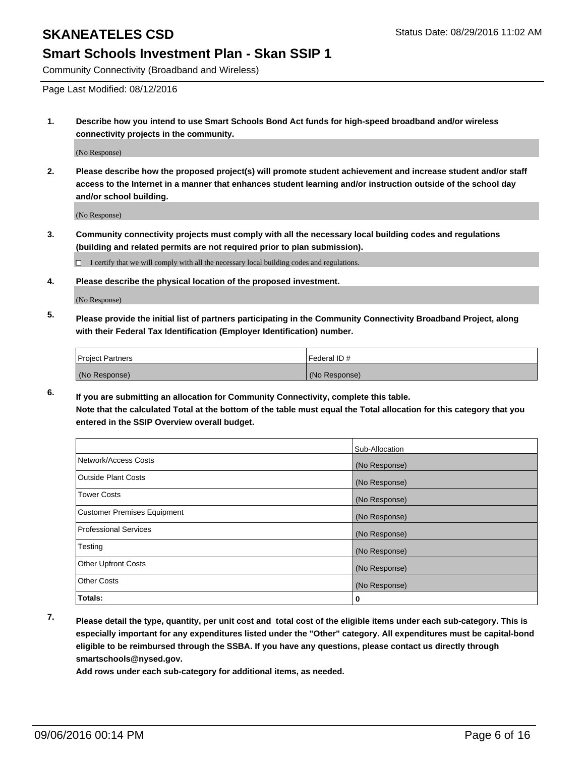# SKANEATELES CSD

## Smart Schools Investment Plan - Skan SSIP 1

Community Connectivity (Broadband and Wireless)

Page Last Modified: 08/12/2016

**1. Describe how you intend to use Smart Schools Bond Act funds for high-speed broadband and/or wireless connectivity projects in the community.**

(No Response)

**2. Please describe how the proposed project(s) will promote student achievement and increase student and/or staff access to the Internet in a manner that enhances student learning and/or instruction outside of the school day and/or school building.**

(No Response)

**3. Community connectivity projects must comply with all the necessary local building codes and regulations (building and related permits are not required prior to plan submission).**

☐ I certify that we will comply with all the necessary local building codes and regulations.

**4. Please describe the physical location of the proposed investment.**

(No Response)

**5. Please provide the initial list of partners participating in the Community Connectivity Broadband Project, along with their Federal Tax Identification (Employer Identification) number.**

| Project Partners | Federal ID # |
|---|---|
| (No Response) | (No Response) |

**6. If you are submitting an allocation for Community Connectivity, complete this table. Note that the calculated Total at the bottom of the table must equal the Total allocation for this category that you entered in the SSIP Overview overall budget.**

| | Sub-Allocation |
|---|---|
| Network/Access Costs | (No Response) |
| Outside Plant Costs | (No Response) |
| Tower Costs | (No Response) |
| Customer Premises Equipment | (No Response) |
| Professional Services | (No Response) |
| Testing | (No Response) |
| Other Upfront Costs | (No Response) |
| Other Costs | (No Response) |
| **Totals:** | **0** |

**7. Please detail the type, quantity, per unit cost and total cost of the eligible items under each sub-category. This is especially important for any expenditures listed under the "Other" category. All expenditures must be capital-bond eligible to be reimbursed through the SSBA. If you have any questions, please contact us directly through smartschools@nysed.gov.**

**Add rows under each sub-category for additional items, as needed.**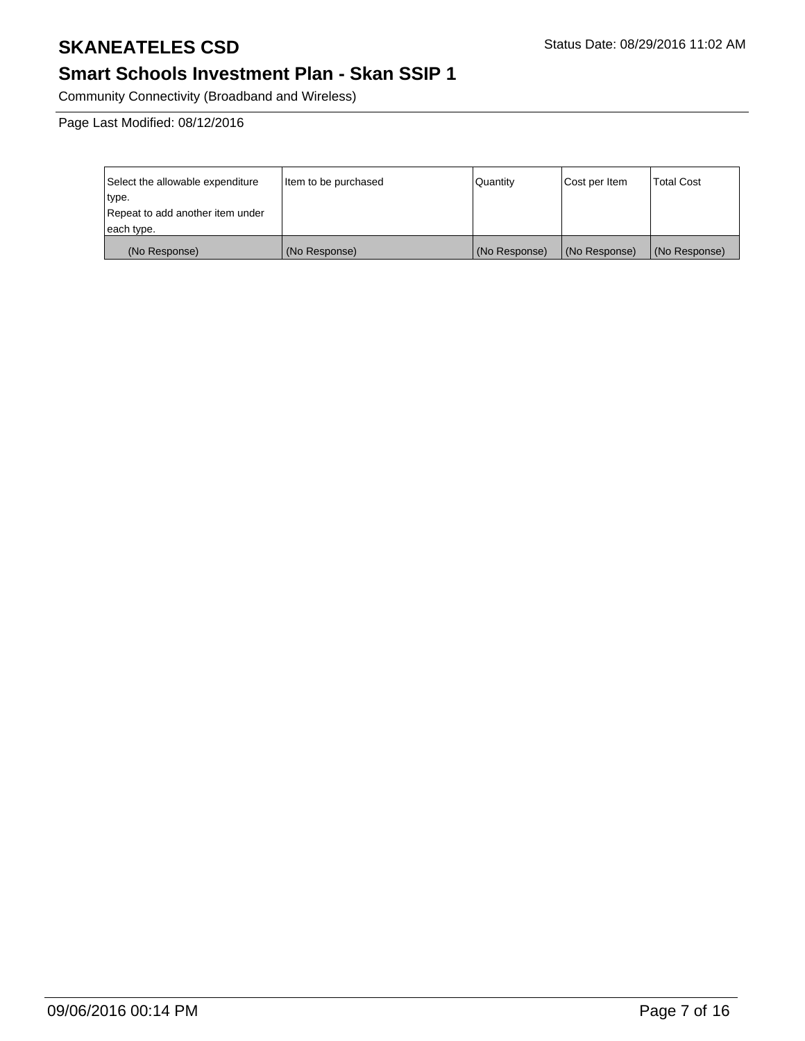# SKANEATELES CSD

Status Date: 08/29/2016 11:02 AM

## Smart Schools Investment Plan - Skan SSIP 1

Community Connectivity (Broadband and Wireless)

Page Last Modified: 08/12/2016

| Select the allowable expenditure type.<br>Repeat to add another item under each type. | Item to be purchased | Quantity | Cost per Item | Total Cost |
|---|---|---|---|---|
| (No Response) | (No Response) | (No Response) | (No Response) | (No Response) |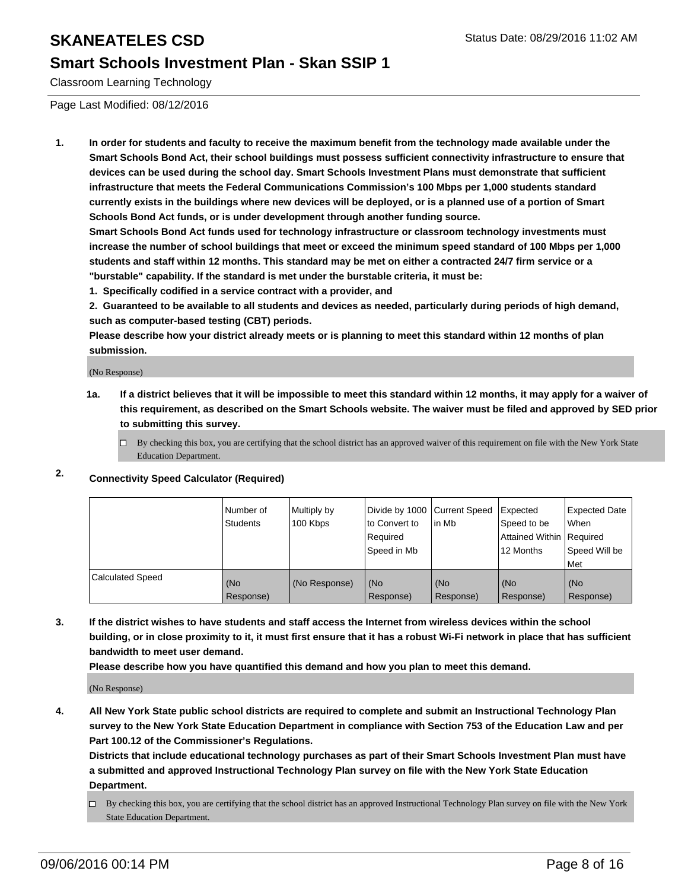# SKANEATELES CSD

## Smart Schools Investment Plan - Skan SSIP 1

Classroom Learning Technology

Status Date: 08/29/2016 11:02 AM

Page Last Modified: 08/12/2016

**1. In order for students and faculty to receive the maximum benefit from the technology made available under the Smart Schools Bond Act, their school buildings must possess sufficient connectivity infrastructure to ensure that devices can be used during the school day. Smart Schools Investment Plans must demonstrate that sufficient infrastructure that meets the Federal Communications Commission's 100 Mbps per 1,000 students standard currently exists in the buildings where new devices will be deployed, or is a planned use of a portion of Smart Schools Bond Act funds, or is under development through another funding source.**

**Smart Schools Bond Act funds used for technology infrastructure or classroom technology investments must increase the number of school buildings that meet or exceed the minimum speed standard of 100 Mbps per 1,000 students and staff within 12 months. This standard may be met on either a contracted 24/7 firm service or a "burstable" capability. If the standard is met under the burstable criteria, it must be:**

**1. Specifically codified in a service contract with a provider, and**

**2. Guaranteed to be available to all students and devices as needed, particularly during periods of high demand, such as computer-based testing (CBT) periods.**

**Please describe how your district already meets or is planning to meet this standard within 12 months of plan submission.**

(No Response)

**1a. If a district believes that it will be impossible to meet this standard within 12 months, it may apply for a waiver of this requirement, as described on the Smart Schools website. The waiver must be filed and approved by SED prior to submitting this survey.**

☐ By checking this box, you are certifying that the school district has an approved waiver of this requirement on file with the New York State Education Department.

**2. Connectivity Speed Calculator (Required)**

| | Number of Students | Multiply by 100 Kbps | Divide by 1000 to Convert to Required Speed in Mb | Current Speed in Mb | Expected Speed to be Attained Within 12 Months | Expected Date When Required Speed Will be Met |
|---|---|---|---|---|---|---|
| Calculated Speed | (No Response) | (No Response) | (No Response) | (No Response) | (No Response) | (No Response) |

**3. If the district wishes to have students and staff access the Internet from wireless devices within the school building, or in close proximity to it, it must first ensure that it has a robust Wi-Fi network in place that has sufficient bandwidth to meet user demand.**

**Please describe how you have quantified this demand and how you plan to meet this demand.**

(No Response)

**4. All New York State public school districts are required to complete and submit an Instructional Technology Plan survey to the New York State Education Department in compliance with Section 753 of the Education Law and per Part 100.12 of the Commissioner's Regulations.**

**Districts that include educational technology purchases as part of their Smart Schools Investment Plan must have a submitted and approved Instructional Technology Plan survey on file with the New York State Education Department.**

☐ By checking this box, you are certifying that the school district has an approved Instructional Technology Plan survey on file with the New York State Education Department.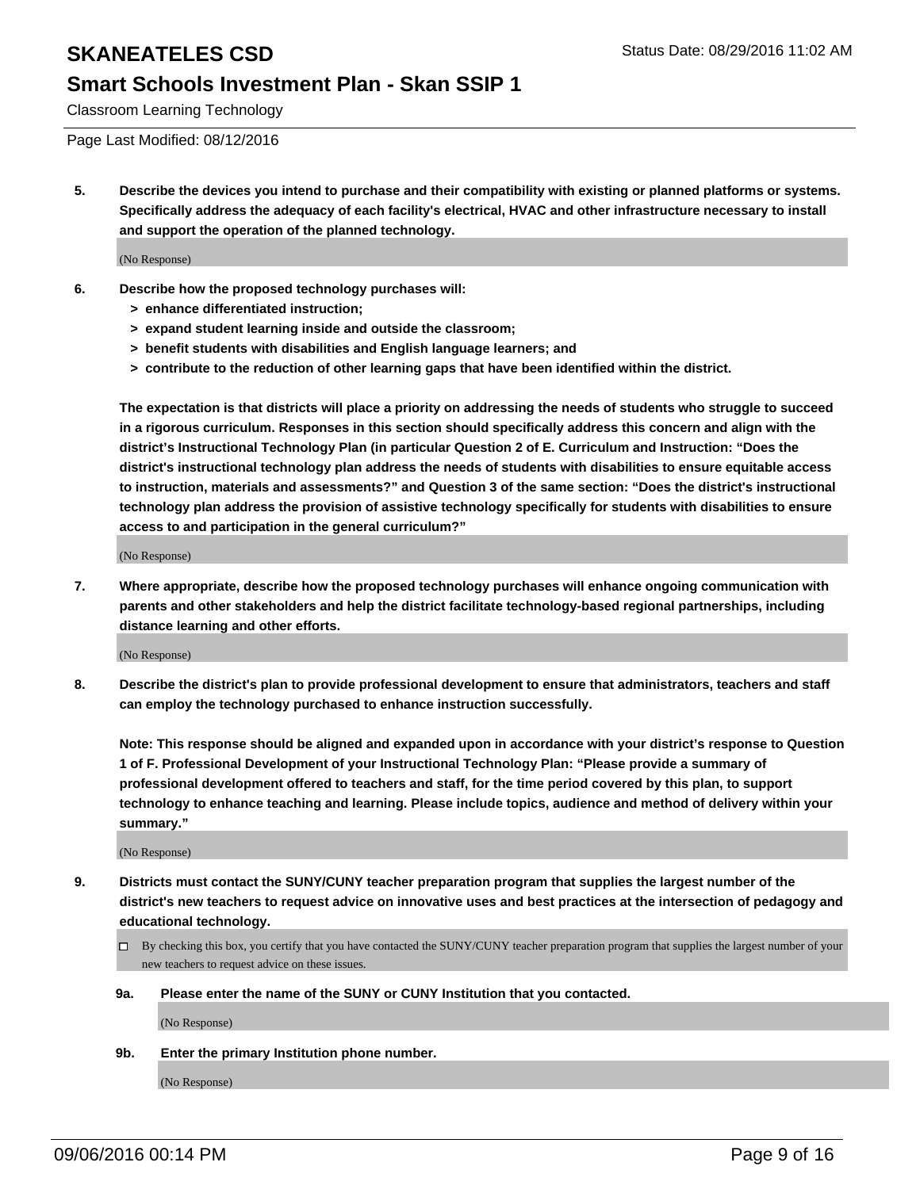Page Last Modified: 08/12/2016

**5. Describe the devices you intend to purchase and their compatibility with existing or planned platforms or systems. Specifically address the adequacy of each facility's electrical, HVAC and other infrastructure necessary to install and support the operation of the planned technology.**

(No Response)

**6. Describe how the proposed technology purchases will:**

**> enhance differentiated instruction;**

**> expand student learning inside and outside the classroom;**

**> benefit students with disabilities and English language learners; and**

**> contribute to the reduction of other learning gaps that have been identified within the district.**

**The expectation is that districts will place a priority on addressing the needs of students who struggle to succeed in a rigorous curriculum. Responses in this section should specifically address this concern and align with the district's Instructional Technology Plan (in particular Question 2 of E. Curriculum and Instruction: "Does the district's instructional technology plan address the needs of students with disabilities to ensure equitable access to instruction, materials and assessments?" and Question 3 of the same section: "Does the district's instructional technology plan address the provision of assistive technology specifically for students with disabilities to ensure access to and participation in the general curriculum?"**

(No Response)

**7. Where appropriate, describe how the proposed technology purchases will enhance ongoing communication with parents and other stakeholders and help the district facilitate technology-based regional partnerships, including distance learning and other efforts.**

(No Response)

**8. Describe the district's plan to provide professional development to ensure that administrators, teachers and staff can employ the technology purchased to enhance instruction successfully.**

**Note: This response should be aligned and expanded upon in accordance with your district's response to Question 1 of F. Professional Development of your Instructional Technology Plan: "Please provide a summary of professional development offered to teachers and staff, for the time period covered by this plan, to support technology to enhance teaching and learning. Please include topics, audience and method of delivery within your summary."**

(No Response)

**9. Districts must contact the SUNY/CUNY teacher preparation program that supplies the largest number of the district's new teachers to request advice on innovative uses and best practices at the intersection of pedagogy and educational technology.**

☐ By checking this box, you certify that you have contacted the SUNY/CUNY teacher preparation program that supplies the largest number of your new teachers to request advice on these issues.

**9a. Please enter the name of the SUNY or CUNY Institution that you contacted.**

(No Response)

**9b. Enter the primary Institution phone number.**

(No Response)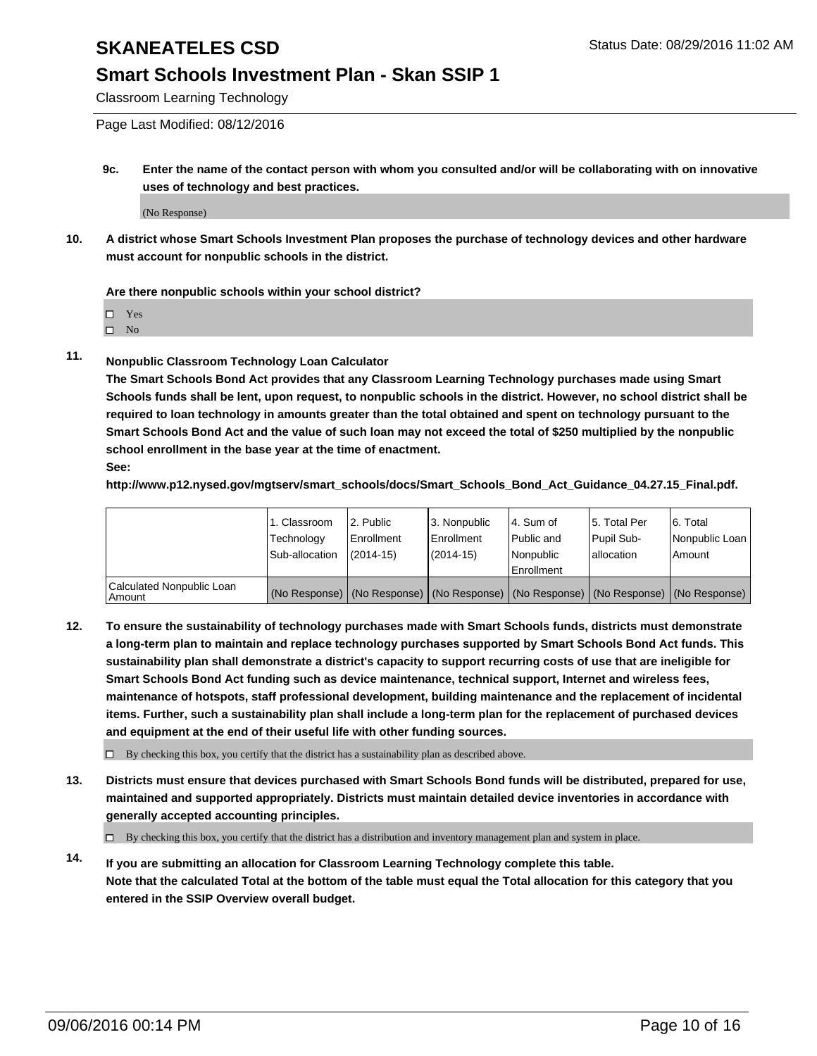**9c. Enter the name of the contact person with whom you consulted and/or will be collaborating with on innovative uses of technology and best practices.**

(No Response)

**10. A district whose Smart Schools Investment Plan proposes the purchase of technology devices and other hardware must account for nonpublic schools in the district.**

**Are there nonpublic schools within your school district?**

- ☐ Yes
- ☐ No

**11. Nonpublic Classroom Technology Loan Calculator**

**The Smart Schools Bond Act provides that any Classroom Learning Technology purchases made using Smart Schools funds shall be lent, upon request, to nonpublic schools in the district. However, no school district shall be required to loan technology in amounts greater than the total obtained and spent on technology pursuant to the Smart Schools Bond Act and the value of such loan may not exceed the total of $250 multiplied by the nonpublic school enrollment in the base year at the time of enactment.**

**See:**

**http://www.p12.nysed.gov/mgtserv/smart_schools/docs/Smart_Schools_Bond_Act_Guidance_04.27.15_Final.pdf.**

| | 1. Classroom Technology Sub-allocation | 2. Public Enrollment (2014-15) | 3. Nonpublic Enrollment (2014-15) | 4. Sum of Public and Nonpublic Enrollment | 5. Total Per Pupil Sub-allocation | 6. Total Nonpublic Loan Amount |
|---|---|---|---|---|---|---|
| Calculated Nonpublic Loan Amount | (No Response) | (No Response) | (No Response) | (No Response) | (No Response) | (No Response) |

**12. To ensure the sustainability of technology purchases made with Smart Schools funds, districts must demonstrate a long-term plan to maintain and replace technology purchases supported by Smart Schools Bond Act funds. This sustainability plan shall demonstrate a district's capacity to support recurring costs of use that are ineligible for Smart Schools Bond Act funding such as device maintenance, technical support, Internet and wireless fees, maintenance of hotspots, staff professional development, building maintenance and the replacement of incidental items. Further, such a sustainability plan shall include a long-term plan for the replacement of purchased devices and equipment at the end of their useful life with other funding sources.**

☐ By checking this box, you certify that the district has a sustainability plan as described above.

**13. Districts must ensure that devices purchased with Smart Schools Bond funds will be distributed, prepared for use, maintained and supported appropriately. Districts must maintain detailed device inventories in accordance with generally accepted accounting principles.**

☐ By checking this box, you certify that the district has a distribution and inventory management plan and system in place.

**14. If you are submitting an allocation for Classroom Learning Technology complete this table. Note that the calculated Total at the bottom of the table must equal the Total allocation for this category that you entered in the SSIP Overview overall budget.**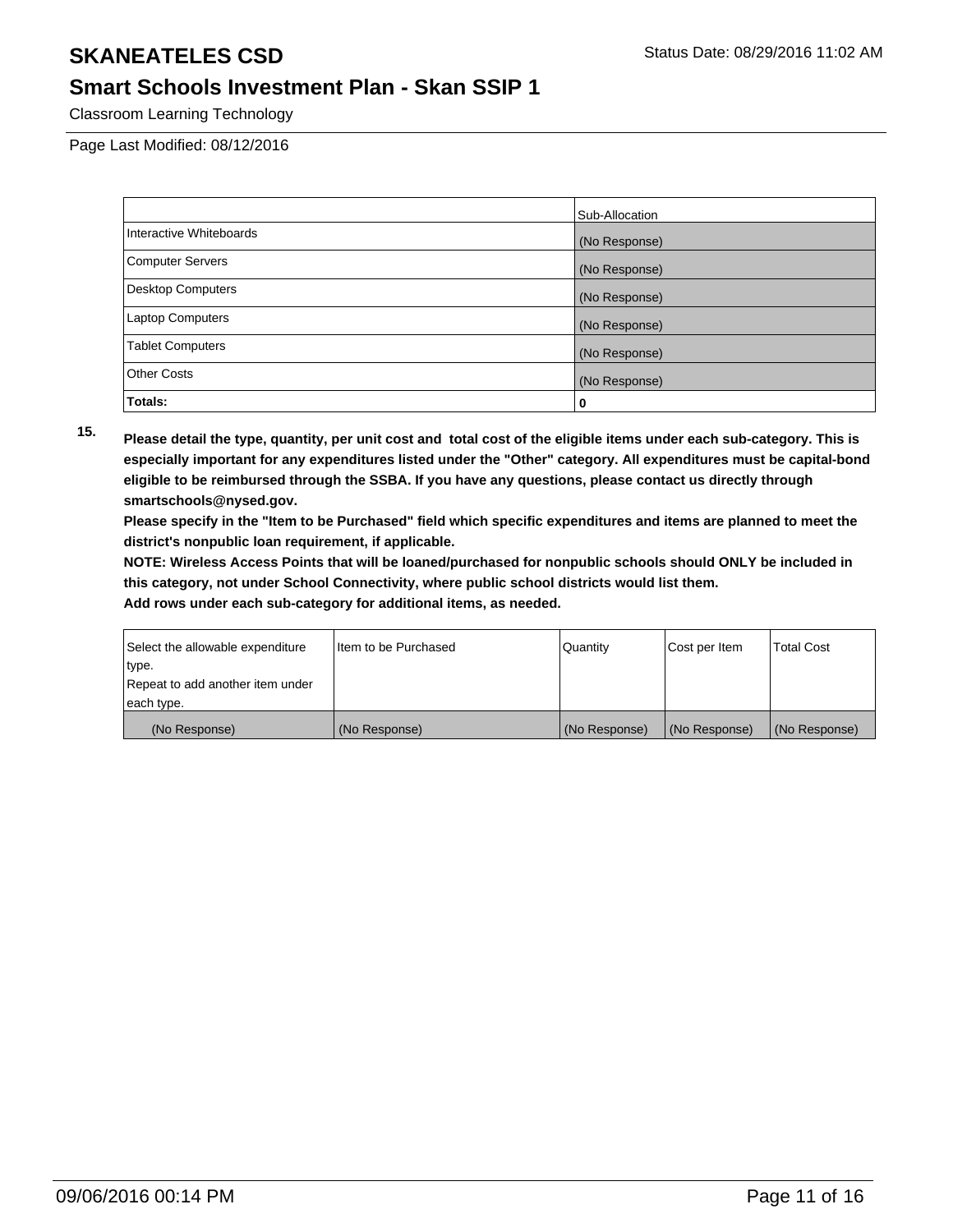## Classroom Learning Technology

Page Last Modified: 08/12/2016

| | Sub-Allocation |
|---|---|
| Interactive Whiteboards | (No Response) |
| Computer Servers | (No Response) |
| Desktop Computers | (No Response) |
| Laptop Computers | (No Response) |
| Tablet Computers | (No Response) |
| Other Costs | (No Response) |
| **Totals:** | 0 |

**15. Please detail the type, quantity, per unit cost and total cost of the eligible items under each sub-category. This is especially important for any expenditures listed under the "Other" category. All expenditures must be capital-bond eligible to be reimbursed through the SSBA. If you have any questions, please contact us directly through smartschools@nysed.gov.**

**Please specify in the "Item to be Purchased" field which specific expenditures and items are planned to meet the district's nonpublic loan requirement, if applicable.**

**NOTE: Wireless Access Points that will be loaned/purchased for nonpublic schools should ONLY be included in this category, not under School Connectivity, where public school districts would list them.**

**Add rows under each sub-category for additional items, as needed.**

| Select the allowable expenditure type. Repeat to add another item under each type. | Item to be Purchased | Quantity | Cost per Item | Total Cost |
|---|---|---|---|---|
| (No Response) | (No Response) | (No Response) | (No Response) | (No Response) |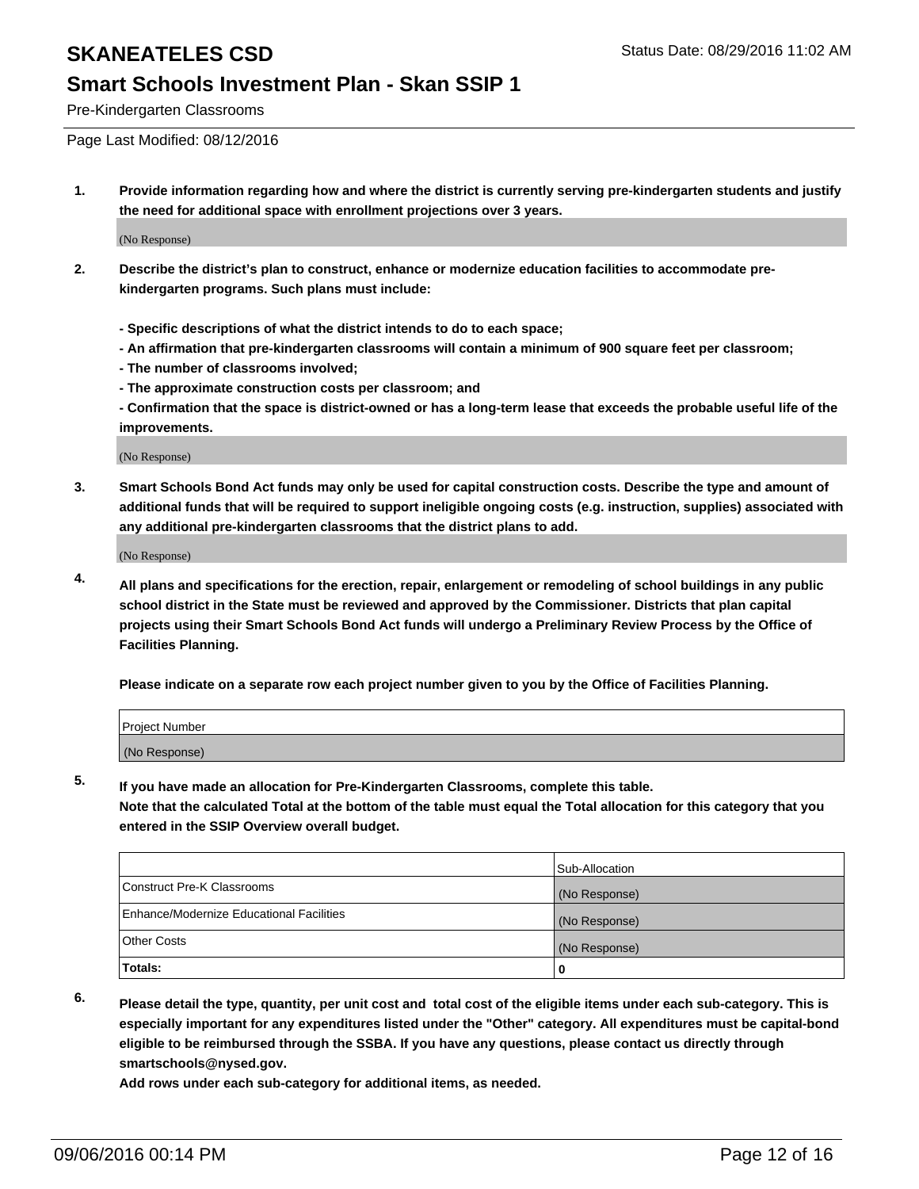# SKANEATELES CSD

## Smart Schools Investment Plan - Skan SSIP 1

Pre-Kindergarten Classrooms

Page Last Modified: 08/12/2016

**1. Provide information regarding how and where the district is currently serving pre-kindergarten students and justify the need for additional space with enrollment projections over 3 years.**

(No Response)

**2. Describe the district's plan to construct, enhance or modernize education facilities to accommodate pre-kindergarten programs. Such plans must include:**

**- Specific descriptions of what the district intends to do to each space;**
**- An affirmation that pre-kindergarten classrooms will contain a minimum of 900 square feet per classroom;**
**- The number of classrooms involved;**
**- The approximate construction costs per classroom; and**
**- Confirmation that the space is district-owned or has a long-term lease that exceeds the probable useful life of the improvements.**

(No Response)

**3. Smart Schools Bond Act funds may only be used for capital construction costs. Describe the type and amount of additional funds that will be required to support ineligible ongoing costs (e.g. instruction, supplies) associated with any additional pre-kindergarten classrooms that the district plans to add.**

(No Response)

**4. All plans and specifications for the erection, repair, enlargement or remodeling of school buildings in any public school district in the State must be reviewed and approved by the Commissioner. Districts that plan capital projects using their Smart Schools Bond Act funds will undergo a Preliminary Review Process by the Office of Facilities Planning.**

**Please indicate on a separate row each project number given to you by the Office of Facilities Planning.**

| Project Number |
|---|
| (No Response) |

**5. If you have made an allocation for Pre-Kindergarten Classrooms, complete this table. Note that the calculated Total at the bottom of the table must equal the Total allocation for this category that you entered in the SSIP Overview overall budget.**

| | Sub-Allocation |
|---|---|
| Construct Pre-K Classrooms | (No Response) |
| Enhance/Modernize Educational Facilities | (No Response) |
| Other Costs | (No Response) |
| **Totals:** | **0** |

**6. Please detail the type, quantity, per unit cost and total cost of the eligible items under each sub-category. This is especially important for any expenditures listed under the "Other" category. All expenditures must be capital-bond eligible to be reimbursed through the SSBA. If you have any questions, please contact us directly through smartschools@nysed.gov.**
**Add rows under each sub-category for additional items, as needed.**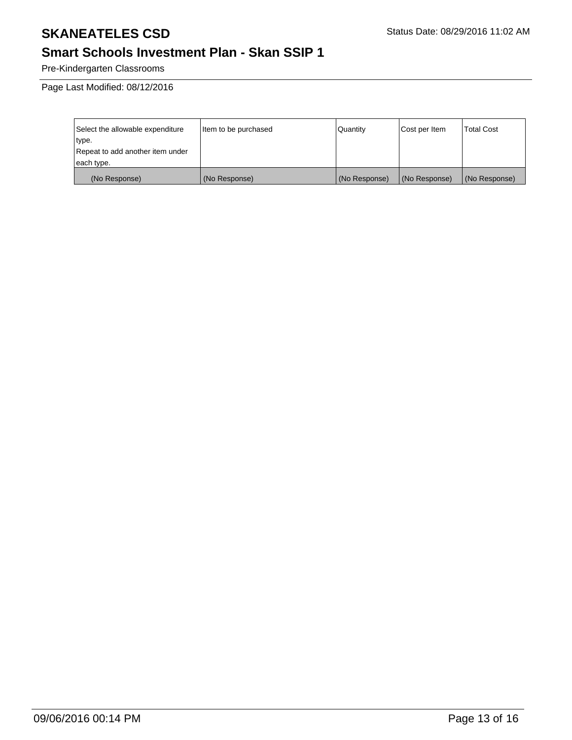# SKANEATELES CSD

Status Date: 08/29/2016 11:02 AM

## Smart Schools Investment Plan - Skan SSIP 1

Pre-Kindergarten Classrooms

Page Last Modified: 08/12/2016

| Select the allowable expenditure type. Repeat to add another item under each type. | Item to be purchased | Quantity | Cost per Item | Total Cost |
|---|---|---|---|---|
| (No Response) | (No Response) | (No Response) | (No Response) | (No Response) |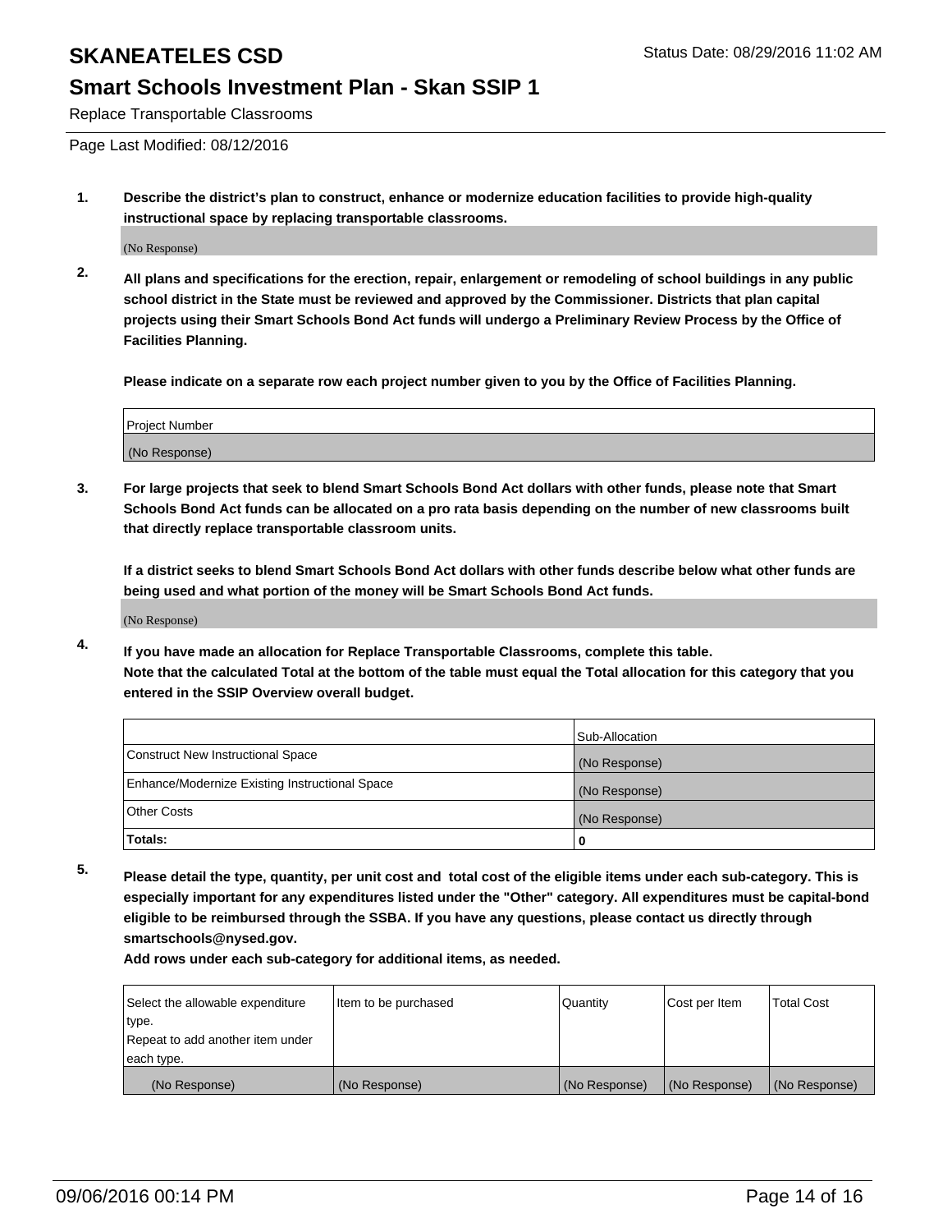# SKANEATELES CSD

Status Date: 08/29/2016 11:02 AM

## Smart Schools Investment Plan - Skan SSIP 1

Replace Transportable Classrooms

Page Last Modified: 08/12/2016

1. **Describe the district's plan to construct, enhance or modernize education facilities to provide high-quality instructional space by replacing transportable classrooms.**

   (No Response)

2. **All plans and specifications for the erection, repair, enlargement or remodeling of school buildings in any public school district in the State must be reviewed and approved by the Commissioner. Districts that plan capital projects using their Smart Schools Bond Act funds will undergo a Preliminary Review Process by the Office of Facilities Planning.**

   **Please indicate on a separate row each project number given to you by the Office of Facilities Planning.**

| Project Number |
| --- |
| (No Response) |

3. **For large projects that seek to blend Smart Schools Bond Act dollars with other funds, please note that Smart Schools Bond Act funds can be allocated on a pro rata basis depending on the number of new classrooms built that directly replace transportable classroom units.**

   **If a district seeks to blend Smart Schools Bond Act dollars with other funds describe below what other funds are being used and what portion of the money will be Smart Schools Bond Act funds.**

   (No Response)

4. **If you have made an allocation for Replace Transportable Classrooms, complete this table. Note that the calculated Total at the bottom of the table must equal the Total allocation for this category that you entered in the SSIP Overview overall budget.**

| | Sub-Allocation |
| --- | --- |
| Construct New Instructional Space | (No Response) |
| Enhance/Modernize Existing Instructional Space | (No Response) |
| Other Costs | (No Response) |
| **Totals:** | **0** |

5. **Please detail the type, quantity, per unit cost and total cost of the eligible items under each sub-category. This is especially important for any expenditures listed under the "Other" category. All expenditures must be capital-bond eligible to be reimbursed through the SSBA. If you have any questions, please contact us directly through smartschools@nysed.gov.**

   **Add rows under each sub-category for additional items, as needed.**

| Select the allowable expenditure type. Repeat to add another item under each type. | Item to be purchased | Quantity | Cost per Item | Total Cost |
| --- | --- | --- | --- | --- |
| (No Response) | (No Response) | (No Response) | (No Response) | (No Response) |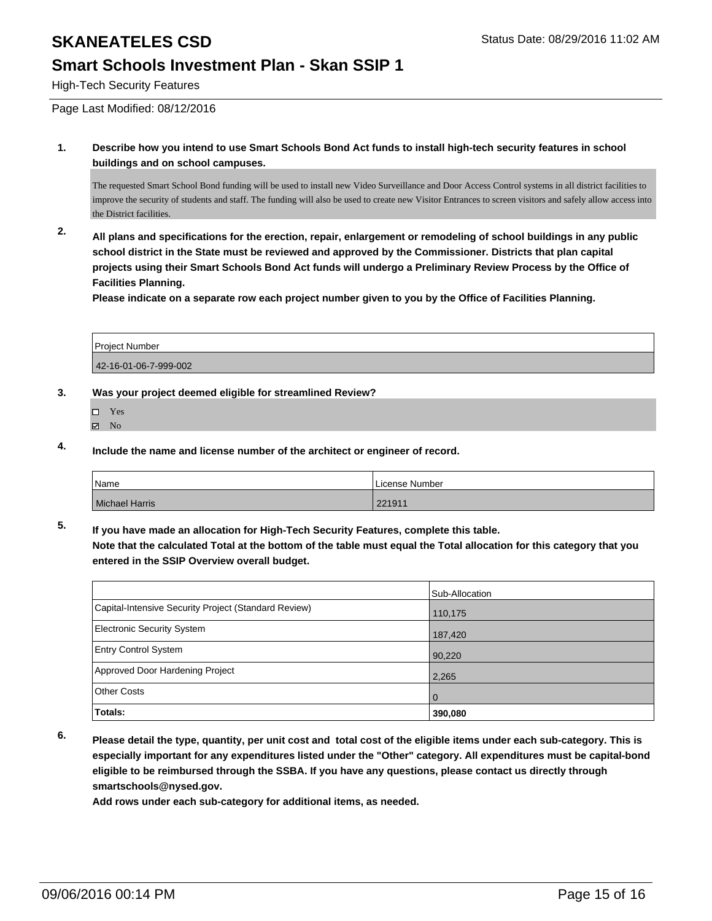**SKANEATELES CSD**

Status Date: 08/29/2016 11:02 AM

## Smart Schools Investment Plan - Skan SSIP 1

High-Tech Security Features

Page Last Modified: 08/12/2016

**1. Describe how you intend to use Smart Schools Bond Act funds to install high-tech security features in school buildings and on school campuses.**

The requested Smart School Bond funding will be used to install new Video Surveillance and Door Access Control systems in all district facilities to improve the security of students and staff. The funding will also be used to create new Visitor Entrances to screen visitors and safely allow access into the District facilities.

**2. All plans and specifications for the erection, repair, enlargement or remodeling of school buildings in any public school district in the State must be reviewed and approved by the Commissioner. Districts that plan capital projects using their Smart Schools Bond Act funds will undergo a Preliminary Review Process by the Office of Facilities Planning.**

**Please indicate on a separate row each project number given to you by the Office of Facilities Planning.**

| Project Number |
| --- |
| 42-16-01-06-7-999-002 |

**3. Was your project deemed eligible for streamlined Review?**

- ☐ Yes
- ☑ No

**4. Include the name and license number of the architect or engineer of record.**

| Name | License Number |
| --- | --- |
| Michael Harris | 221911 |

**5. If you have made an allocation for High-Tech Security Features, complete this table.**
**Note that the calculated Total at the bottom of the table must equal the Total allocation for this category that you entered in the SSIP Overview overall budget.**

| | Sub-Allocation |
| --- | --- |
| Capital-Intensive Security Project (Standard Review) | 110,175 |
| Electronic Security System | 187,420 |
| Entry Control System | 90,220 |
| Approved Door Hardening Project | 2,265 |
| Other Costs | 0 |
| **Totals:** | **390,080** |

**6. Please detail the type, quantity, per unit cost and total cost of the eligible items under each sub-category. This is especially important for any expenditures listed under the "Other" category. All expenditures must be capital-bond eligible to be reimbursed through the SSBA. If you have any questions, please contact us directly through smartschools@nysed.gov.**

**Add rows under each sub-category for additional items, as needed.**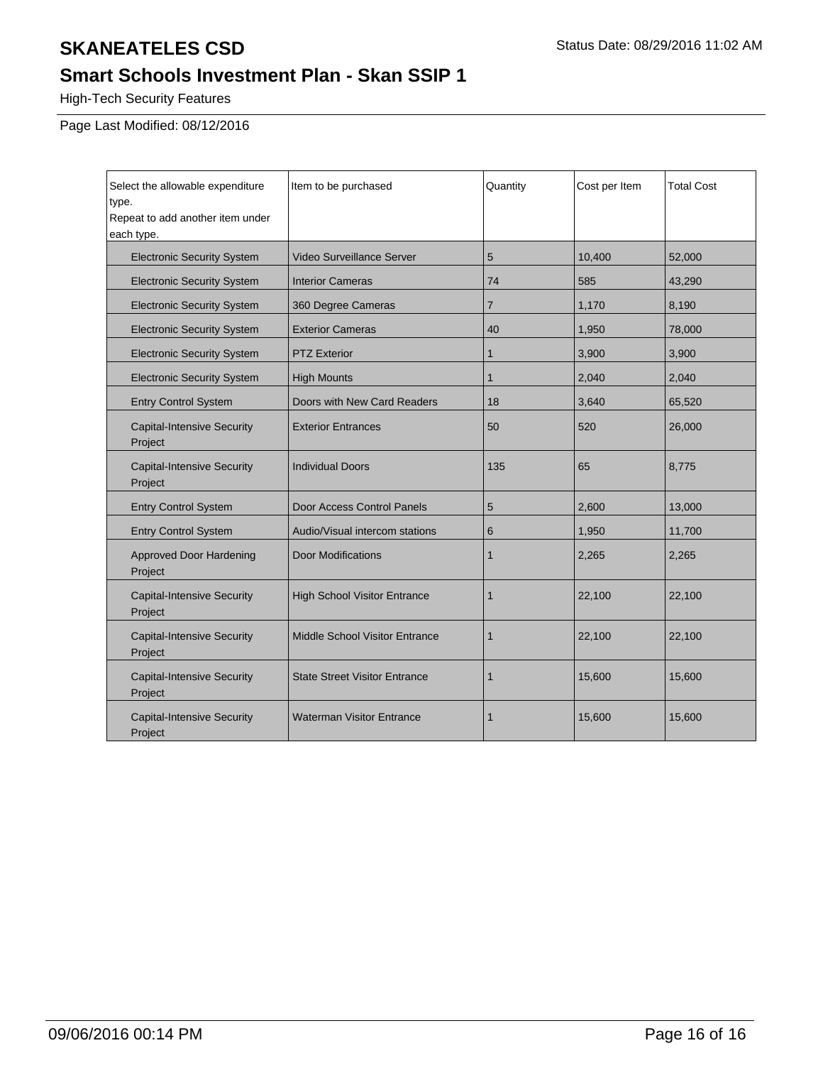# SKANEATELES CSD

Status Date: 08/29/2016 11:02 AM

## Smart Schools Investment Plan - Skan SSIP 1

High-Tech Security Features

Page Last Modified: 08/12/2016

| Select the allowable expenditure type. Repeat to add another item under each type. | Item to be purchased | Quantity | Cost per Item | Total Cost |
|---|---|---|---|---|
| Electronic Security System | Video Surveillance Server | 5 | 10,400 | 52,000 |
| Electronic Security System | Interior Cameras | 74 | 585 | 43,290 |
| Electronic Security System | 360 Degree Cameras | 7 | 1,170 | 8,190 |
| Electronic Security System | Exterior Cameras | 40 | 1,950 | 78,000 |
| Electronic Security System | PTZ Exterior | 1 | 3,900 | 3,900 |
| Electronic Security System | High Mounts | 1 | 2,040 | 2,040 |
| Entry Control System | Doors with New Card Readers | 18 | 3,640 | 65,520 |
| Capital-Intensive Security Project | Exterior Entrances | 50 | 520 | 26,000 |
| Capital-Intensive Security Project | Individual Doors | 135 | 65 | 8,775 |
| Entry Control System | Door Access Control Panels | 5 | 2,600 | 13,000 |
| Entry Control System | Audio/Visual intercom stations | 6 | 1,950 | 11,700 |
| Approved Door Hardening Project | Door Modifications | 1 | 2,265 | 2,265 |
| Capital-Intensive Security Project | High School Visitor Entrance | 1 | 22,100 | 22,100 |
| Capital-Intensive Security Project | Middle School Visitor Entrance | 1 | 22,100 | 22,100 |
| Capital-Intensive Security Project | State Street Visitor Entrance | 1 | 15,600 | 15,600 |
| Capital-Intensive Security Project | Waterman Visitor Entrance | 1 | 15,600 | 15,600 |